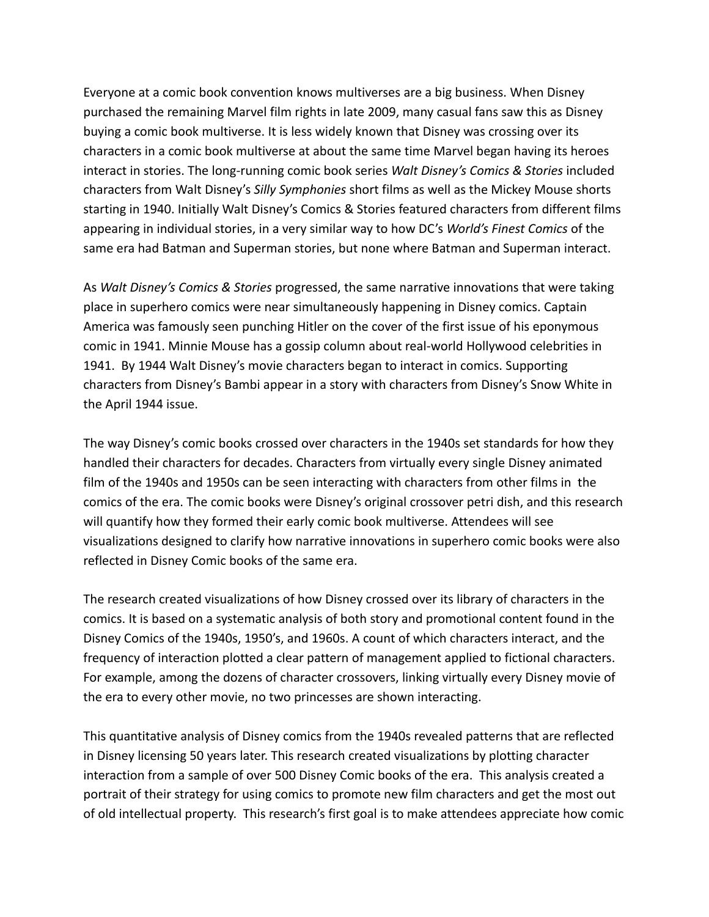Everyone at a comic book convention knows multiverses are a big business. When Disney purchased the remaining Marvel film rights in late 2009, many casual fans saw this as Disney buying a comic book multiverse. It is less widely known that Disney was crossing over its characters in a comic book multiverse at about the same time Marvel began having its heroes interact in stories. The long-running comic book series *Walt Disney's Comics & Stories* included characters from Walt Disney's *Silly Symphonies* short films as well as the Mickey Mouse shorts starting in 1940. Initially Walt Disney's Comics & Stories featured characters from different films appearing in individual stories, in a very similar way to how DC's *World's Finest Comics* of the same era had Batman and Superman stories, but none where Batman and Superman interact.

As *Walt Disney's Comics & Stories* progressed, the same narrative innovations that were taking place in superhero comics were near simultaneously happening in Disney comics. Captain America was famously seen punching Hitler on the cover of the first issue of his eponymous comic in 1941. Minnie Mouse has a gossip column about real-world Hollywood celebrities in 1941. By 1944 Walt Disney's movie characters began to interact in comics. Supporting characters from Disney's Bambi appear in a story with characters from Disney's Snow White in the April 1944 issue.

The way Disney's comic books crossed over characters in the 1940s set standards for how they handled their characters for decades. Characters from virtually every single Disney animated film of the 1940s and 1950s can be seen interacting with characters from other films in the comics of the era. The comic books were Disney's original crossover petri dish, and this research will quantify how they formed their early comic book multiverse. Attendees will see visualizations designed to clarify how narrative innovations in superhero comic books were also reflected in Disney Comic books of the same era.

The research created visualizations of how Disney crossed over its library of characters in the comics. It is based on a systematic analysis of both story and promotional content found in the Disney Comics of the 1940s, 1950's, and 1960s. A count of which characters interact, and the frequency of interaction plotted a clear pattern of management applied to fictional characters. For example, among the dozens of character crossovers, linking virtually every Disney movie of the era to every other movie, no two princesses are shown interacting.

This quantitative analysis of Disney comics from the 1940s revealed patterns that are reflected in Disney licensing 50 years later. This research created visualizations by plotting character interaction from a sample of over 500 Disney Comic books of the era. This analysis created a portrait of their strategy for using comics to promote new film characters and get the most out of old intellectual property. This research's first goal is to make attendees appreciate how comic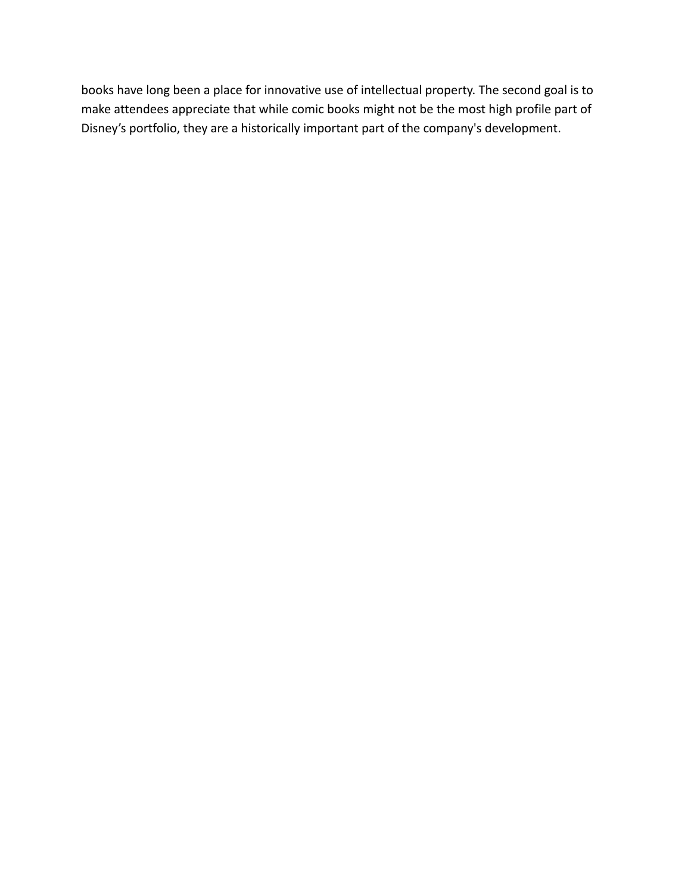books have long been a place for innovative use of intellectual property. The second goal is to make attendees appreciate that while comic books might not be the most high profile part of Disney's portfolio, they are a historically important part of the company's development.